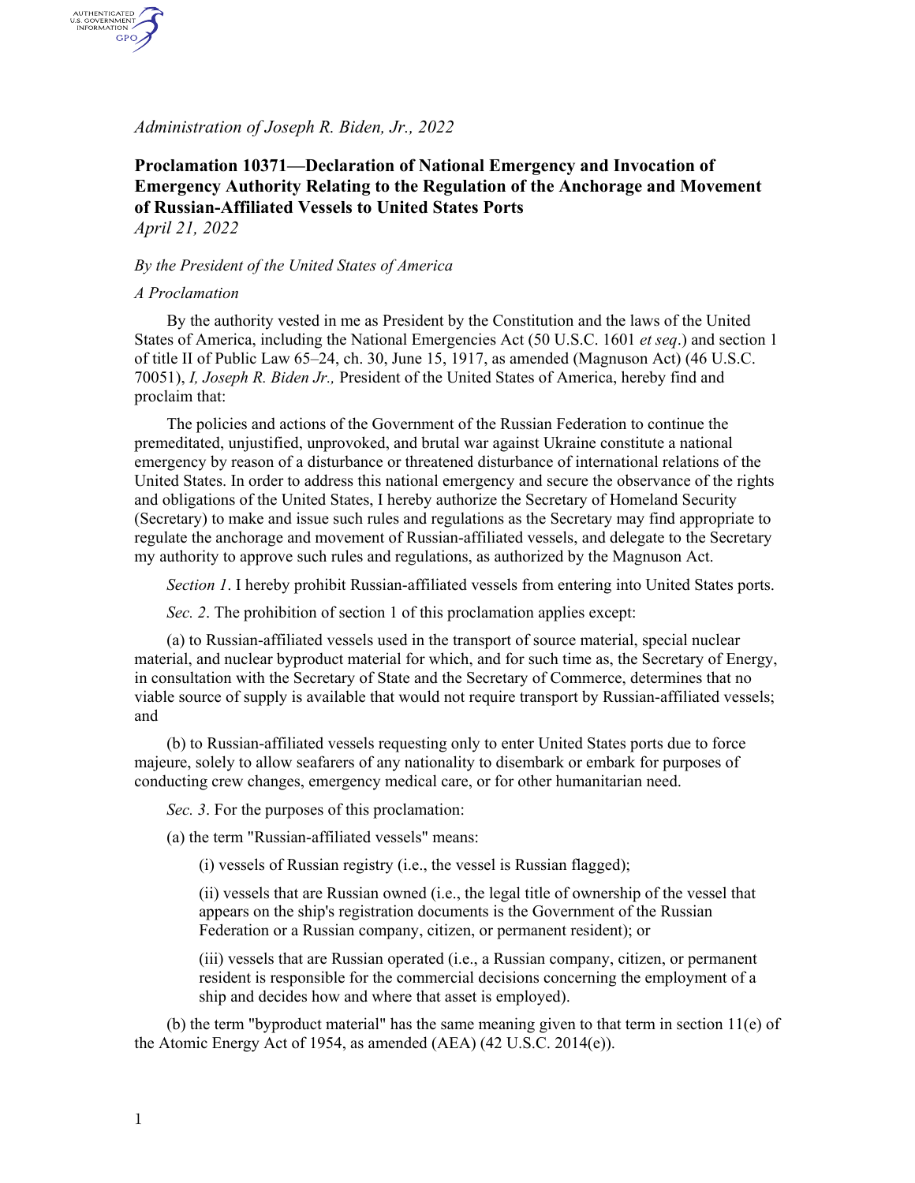*Administration of Joseph R. Biden, Jr., 2022*

## Proclamation 10371—Declaration of National Emergency and Invocation of Emergency Authority Relating to the Regulation of the Anchorage and Movement of Russian-Affiliated Vessels to United States Ports

*April 21, 2022*

*By the President of the United States of America*

*A Proclamation*

By the authority vested in me as President by the Constitution and the laws of the United States of America, including the National Emergencies Act (50 U.S.C. 1601 *et seq*.) and section 1 of title II of Public Law 65–24, ch. 30, June 15, 1917, as amended (Magnuson Act) (46 U.S.C. 70051), *I, Joseph R. Biden Jr.,* President of the United States of America, hereby find and proclaim that:

The policies and actions of the Government of the Russian Federation to continue the premeditated, unjustified, unprovoked, and brutal war against Ukraine constitute a national emergency by reason of a disturbance or threatened disturbance of international relations of the United States. In order to address this national emergency and secure the observance of the rights and obligations of the United States, I hereby authorize the Secretary of Homeland Security (Secretary) to make and issue such rules and regulations as the Secretary may find appropriate to regulate the anchorage and movement of Russian-affiliated vessels, and delegate to the Secretary my authority to approve such rules and regulations, as authorized by the Magnuson Act.

*Section 1*. I hereby prohibit Russian-affiliated vessels from entering into United States ports.

*Sec. 2*. The prohibition of section 1 of this proclamation applies except:

(a) to Russian-affiliated vessels used in the transport of source material, special nuclear material, and nuclear byproduct material for which, and for such time as, the Secretary of Energy, in consultation with the Secretary of State and the Secretary of Commerce, determines that no viable source of supply is available that would not require transport by Russian-affiliated vessels; and

(b) to Russian-affiliated vessels requesting only to enter United States ports due to force majeure, solely to allow seafarers of any nationality to disembark or embark for purposes of conducting crew changes, emergency medical care, or for other humanitarian need.

*Sec. 3*. For the purposes of this proclamation:

(a) the term "Russian-affiliated vessels" means:

(i) vessels of Russian registry (i.e., the vessel is Russian flagged);

(ii) vessels that are Russian owned (i.e., the legal title of ownership of the vessel that appears on the ship's registration documents is the Government of the Russian Federation or a Russian company, citizen, or permanent resident); or

(iii) vessels that are Russian operated (i.e., a Russian company, citizen, or permanent resident is responsible for the commercial decisions concerning the employment of a ship and decides how and where that asset is employed).

(b) the term "byproduct material" has the same meaning given to that term in section 11(e) of the Atomic Energy Act of 1954, as amended (AEA) (42 U.S.C. 2014(e)).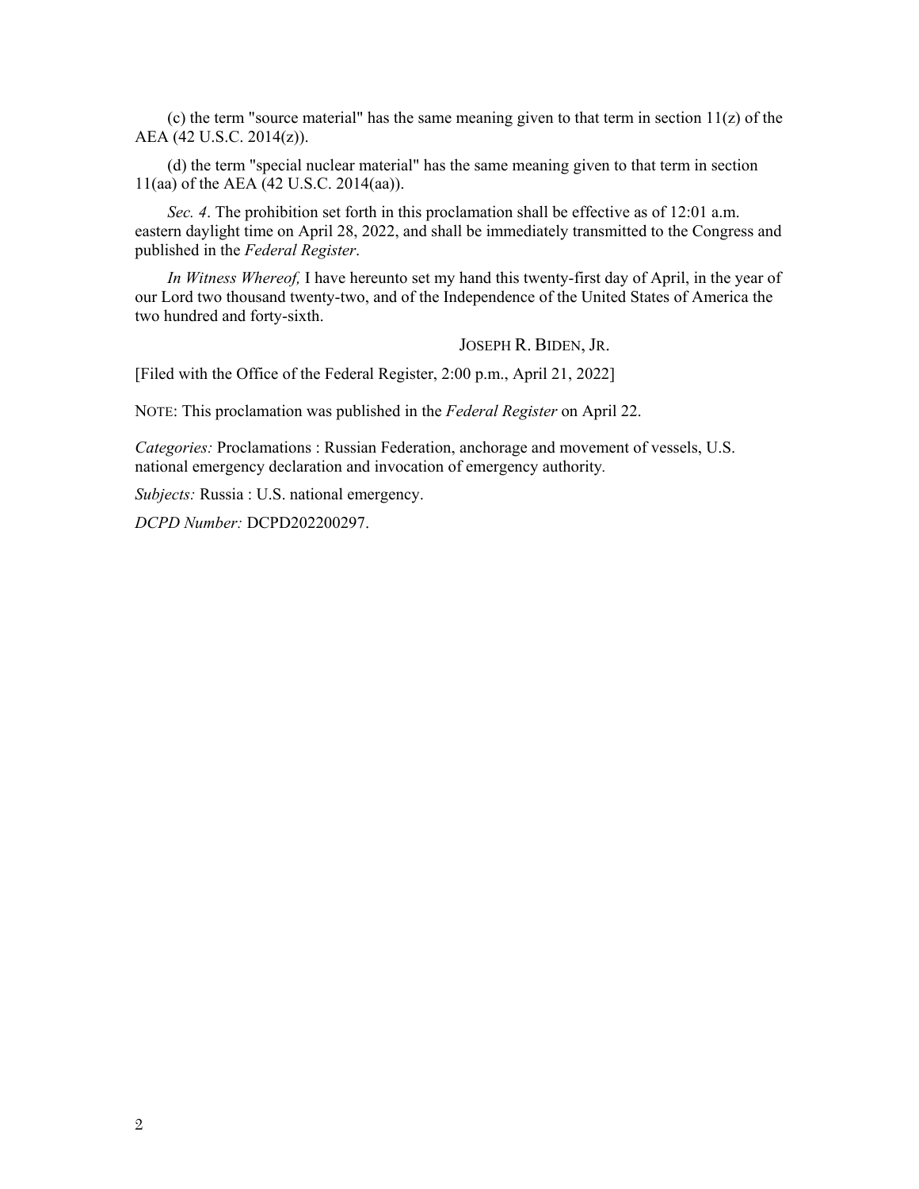(c) the term "source material" has the same meaning given to that term in section 11(z) of the AEA (42 U.S.C. 2014(z)).

(d) the term "special nuclear material" has the same meaning given to that term in section 11(aa) of the AEA (42 U.S.C. 2014(aa)).

*Sec. 4*. The prohibition set forth in this proclamation shall be effective as of 12:01 a.m. eastern daylight time on April 28, 2022, and shall be immediately transmitted to the Congress and published in the *Federal Register*.

*In Witness Whereof,* I have hereunto set my hand this twenty-first day of April, in the year of our Lord two thousand twenty-two, and of the Independence of the United States of America the two hundred and forty-sixth.

JOSEPH R. BIDEN, JR.

[Filed with the Office of the Federal Register, 2:00 p.m., April 21, 2022]

NOTE: This proclamation was published in the *Federal Register* on April 22.

*Categories:* Proclamations : Russian Federation, anchorage and movement of vessels, U.S. national emergency declaration and invocation of emergency authority.

*Subjects:* Russia : U.S. national emergency.

*DCPD Number:* DCPD202200297.